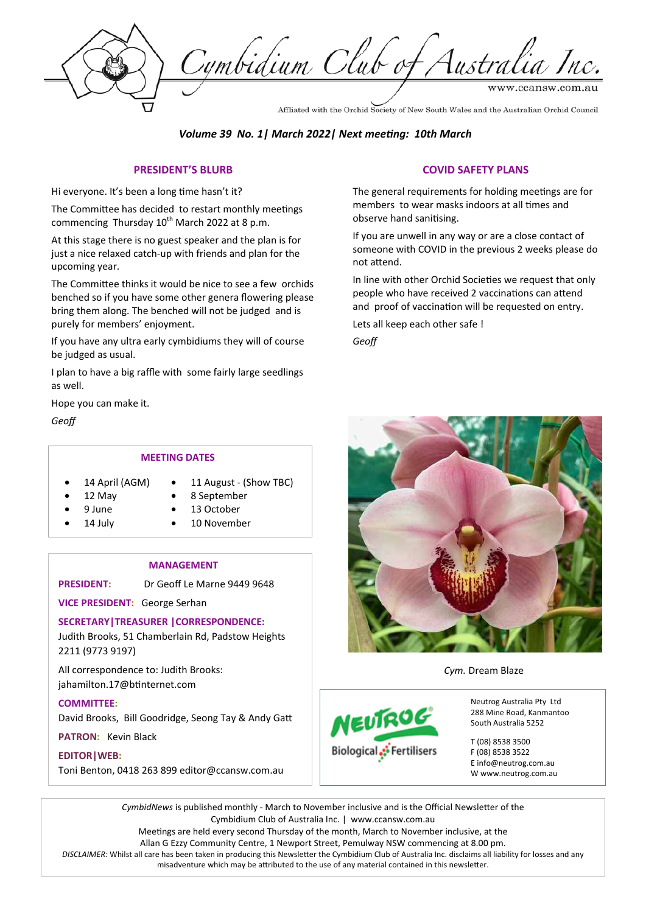# Cymbidium Club of Australia Inc.

www.ccansw.com.au

Affliated with the Orchid Society of New South Wales and the Australian Orchid Council

*Volume 39 No. 1| March 2022| Next meeting: 10th March*

## PRESIDENT'S BLURB

Hi everyone. It's been a long time hasn't it?

The Committee has decided to restart monthly meetings commencing Thursday 10th March 2022 at 8 p.m.

At this stage there is no guest speaker and the plan is for just a nice relaxed catch-up with friends and plan for the upcoming year.

The Committee thinks it would be nice to see a few orchids benched so if you have some other genera flowering please bring them along. The benched will not be judged and is purely for members' enjoyment.

If you have any ultra early cymbidiums they will of course be judged as usual.

I plan to have a big raffle with some fairly large seedlings as well.

Hope you can make it.

*Geoff*

## COVID SAFETY PLANS

The general requirements for holding meetings are for members to wear masks indoors at all times and observe hand sanitising.

If you are unwell in any way or are a close contact of someone with COVID in the previous 2 weeks please do not attend.

In line with other Orchid Societies we request that only people who have received 2 vaccinations can attend and proof of vaccination will be requested on entry.

Lets all keep each other safe !

*Geoff*

## MEETING DATES

- 14 April (AGM)
- 12 May
- 9 June
- 14 July
- 11 August - (Show TBC)
- 8 September
- 13 October
- 10 November

## MANAGEMENT

**PRESIDENT:** Dr Geoff Le Marne 9449 9648

**VICE PRESIDENT:** George Serhan

**SECRETARY|TREASURER |CORRESPONDENCE:**
Judith Brooks, 51 Chamberlain Rd, Padstow Heights 2211 (9773 9197)

All correspondence to: Judith Brooks: jahamilton.17@btinternet.com

**COMMITTEE:**
David Brooks, Bill Goodridge, Seong Tay & Andy Gatt

**PATRON:** Kevin Black

**EDITOR|WEB:**
Toni Benton, 0418 263 899 editor@ccansw.com.au

*Cym.* Dream Blaze

NEUTROG Biological Fertilisers

Neutrog Australia Pty Ltd
288 Mine Road, Kanmantoo
South Australia 5252

T (08) 8538 3500
F (08) 8538 3522
E info@neutrog.com.au
W www.neutrog.com.au

*CymbidNews* is published monthly - March to November inclusive and is the Official Newsletter of the Cymbidium Club of Australia Inc. | www.ccansw.com.au

Meetings are held every second Thursday of the month, March to November inclusive, at the Allan G Ezzy Community Centre, 1 Newport Street, Pemulway NSW commencing at 8.00 pm.

*DISCLAIMER:* Whilst all care has been taken in producing this Newsletter the Cymbidium Club of Australia Inc. disclaims all liability for losses and any misadventure which may be attributed to the use of any material contained in this newsletter.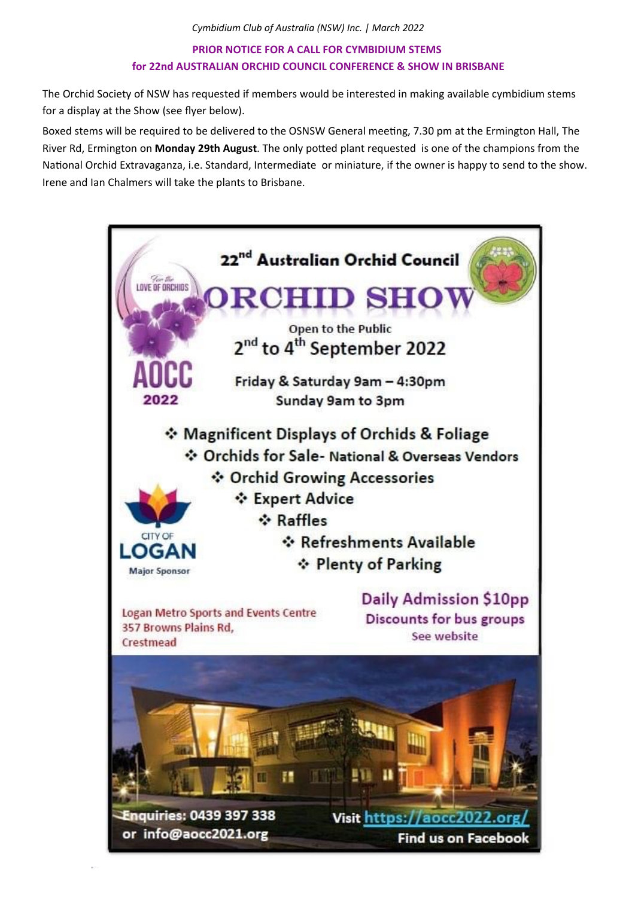*Cymbidium Club of Australia (NSW) Inc. | March 2022*

**PRIOR NOTICE FOR A CALL FOR CYMBIDIUM STEMS**
**for 22nd AUSTRALIAN ORCHID COUNCIL CONFERENCE & SHOW IN BRISBANE**

The Orchid Society of NSW has requested if members would be interested in making available cymbidium stems for a display at the Show (see flyer below).

Boxed stems will be required to be delivered to the OSNSW General meeting, 7.30 pm at the Ermington Hall, The River Rd, Ermington on **Monday 29th August**. The only potted plant requested is one of the champions from the National Orchid Extravaganza, i.e. Standard, Intermediate or miniature, if the owner is happy to send to the show. Irene and Ian Chalmers will take the plants to Brisbane.

For the LOVE OF ORCHIDS

AOCC 2022

# 22nd Australian Orchid Council ORCHID SHOW

Open to the Public

2nd to 4th September 2022

Friday & Saturday 9am – 4:30pm

Sunday 9am to 3pm

- Magnificent Displays of Orchids & Foliage
- Orchids for Sale- National & Overseas Vendors
- Orchid Growing Accessories
- Expert Advice
- Raffles
- Refreshments Available
- Plenty of Parking

CITY OF LOGAN
Major Sponsor

Logan Metro Sports and Events Centre
357 Browns Plains Rd,
Crestmead

Daily Admission $10pp
Discounts for bus groups
See website

Enquiries: 0439 397 338
or info@aocc2021.org

Visit https://aocc2022.org/
Find us on Facebook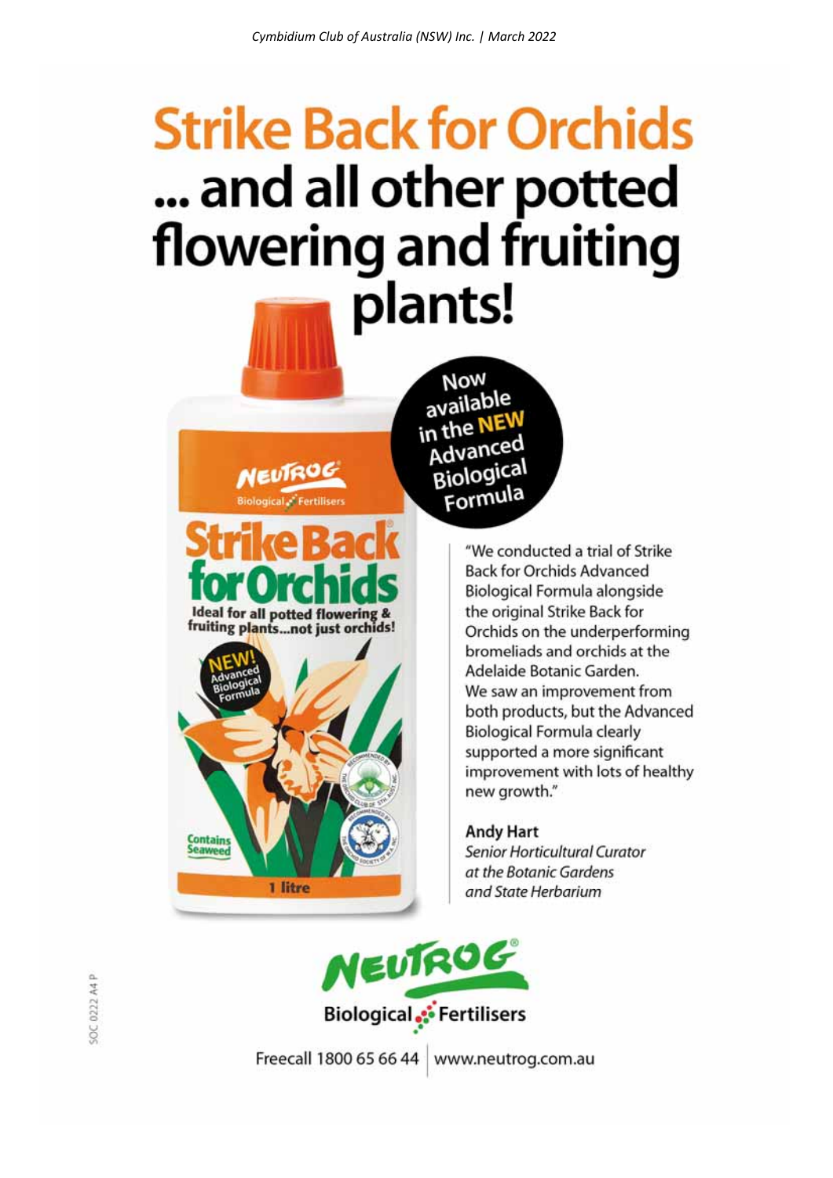# Strike Back for Orchids ... and all other potted flowering and fruiting plants!

Now available in the NEW Advanced Biological Formula

NEUTROG Biological Fertilisers

Strike Back for Orchids

Ideal for all potted flowering & fruiting plants...not just orchids!

NEW! Advanced Biological Formula

Contains Seaweed

1 litre

"We conducted a trial of Strike Back for Orchids Advanced Biological Formula alongside the original Strike Back for Orchids on the underperforming bromeliads and orchids at the Adelaide Botanic Garden. We saw an improvement from both products, but the Advanced Biological Formula clearly supported a more significant improvement with lots of healthy new growth."

**Andy Hart**
*Senior Horticultural Curator at the Botanic Gardens and State Herbarium*

NEUTROG® Biological Fertilisers

Freecall 1800 65 66 44 | www.neutrog.com.au

SOC 0222 A4 P